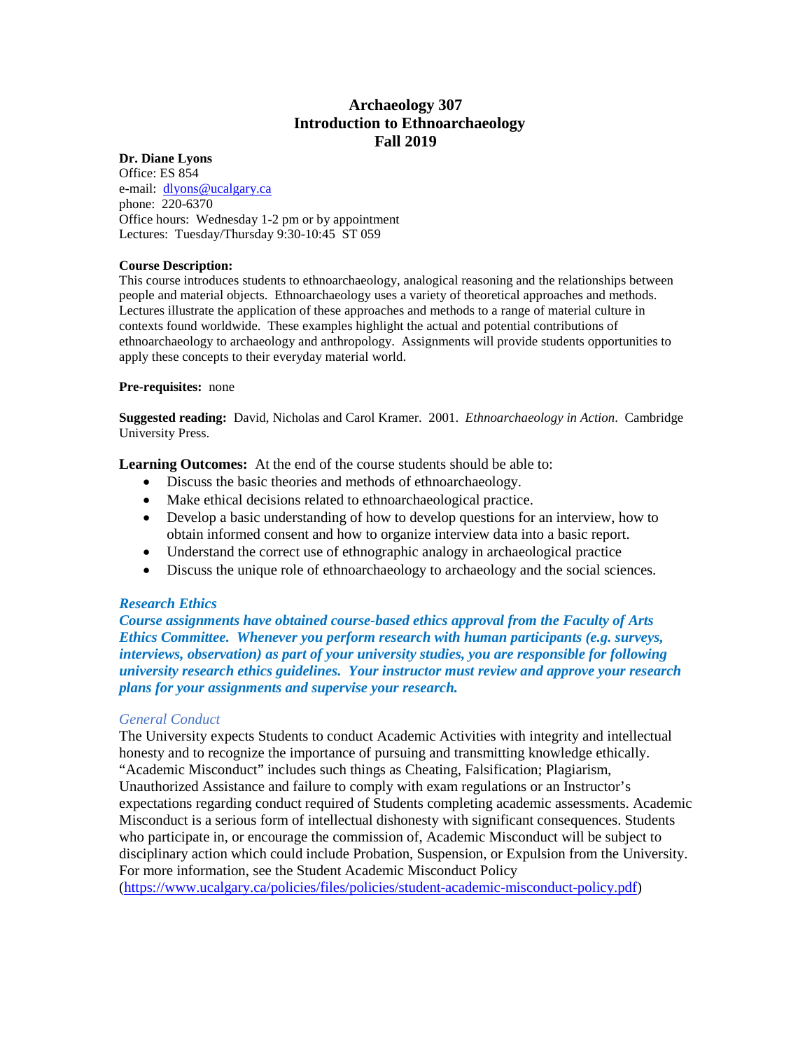# Archaeology 307
# Introduction to Ethnoarchaeology
# Fall 2019

**Dr. Diane Lyons**
Office: ES 854
e-mail: dlyons@ucalgary.ca
phone: 220-6370
Office hours: Wednesday 1-2 pm or by appointment
Lectures: Tuesday/Thursday 9:30-10:45 ST 059

**Course Description:**
This course introduces students to ethnoarchaeology, analogical reasoning and the relationships between people and material objects. Ethnoarchaeology uses a variety of theoretical approaches and methods. Lectures illustrate the application of these approaches and methods to a range of material culture in contexts found worldwide. These examples highlight the actual and potential contributions of ethnoarchaeology to archaeology and anthropology. Assignments will provide students opportunities to apply these concepts to their everyday material world.

**Pre-requisites:** none

**Suggested reading:** David, Nicholas and Carol Kramer. 2001. *Ethnoarchaeology in Action*. Cambridge University Press.

**Learning Outcomes:** At the end of the course students should be able to:

- Discuss the basic theories and methods of ethnoarchaeology.
- Make ethical decisions related to ethnoarchaeological practice.
- Develop a basic understanding of how to develop questions for an interview, how to obtain informed consent and how to organize interview data into a basic report.
- Understand the correct use of ethnographic analogy in archaeological practice
- Discuss the unique role of ethnoarchaeology to archaeology and the social sciences.

***Research Ethics***
***Course assignments have obtained course-based ethics approval from the Faculty of Arts Ethics Committee. Whenever you perform research with human participants (e.g. surveys, interviews, observation) as part of your university studies, you are responsible for following university research ethics guidelines. Your instructor must review and approve your research plans for your assignments and supervise your research.***

*General Conduct*
The University expects Students to conduct Academic Activities with integrity and intellectual honesty and to recognize the importance of pursuing and transmitting knowledge ethically. "Academic Misconduct" includes such things as Cheating, Falsification; Plagiarism, Unauthorized Assistance and failure to comply with exam regulations or an Instructor's expectations regarding conduct required of Students completing academic assessments. Academic Misconduct is a serious form of intellectual dishonesty with significant consequences. Students who participate in, or encourage the commission of, Academic Misconduct will be subject to disciplinary action which could include Probation, Suspension, or Expulsion from the University. For more information, see the Student Academic Misconduct Policy (https://www.ucalgary.ca/policies/files/policies/student-academic-misconduct-policy.pdf)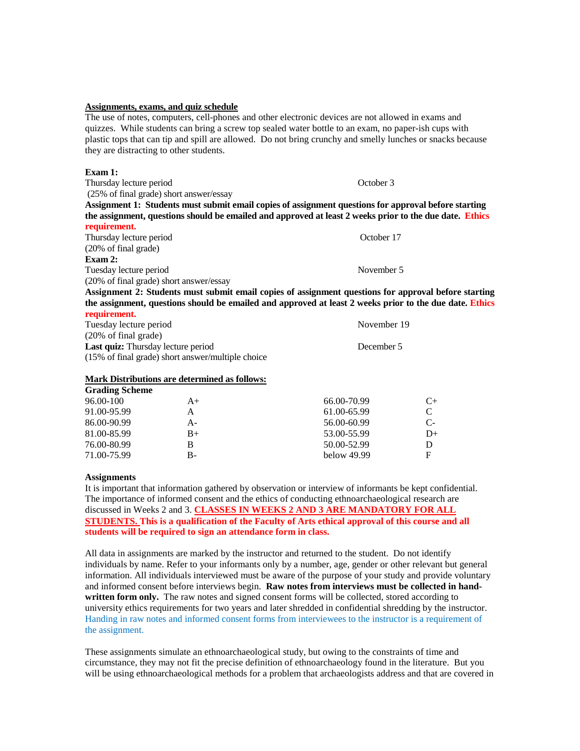**Assignments, exams, and quiz schedule**

The use of notes, computers, cell-phones and other electronic devices are not allowed in exams and quizzes. While students can bring a screw top sealed water bottle to an exam, no paper-ish cups with plastic tops that can tip and spill are allowed. Do not bring crunchy and smelly lunches or snacks because they are distracting to other students.

**Exam 1:**
Thursday lecture period — October 3
(25% of final grade) short answer/essay

**Assignment 1: Students must submit email copies of assignment questions for approval before starting the assignment, questions should be emailed and approved at least 2 weeks prior to the due date. Ethics requirement.**
Thursday lecture period — October 17
(20% of final grade)

**Exam 2:**
Tuesday lecture period — November 5
(20% of final grade) short answer/essay

**Assignment 2: Students must submit email copies of assignment questions for approval before starting the assignment, questions should be emailed and approved at least 2 weeks prior to the due date. Ethics requirement.**
Tuesday lecture period — November 19
(20% of final grade)

**Last quiz:** Thursday lecture period — December 5
(15% of final grade) short answer/multiple choice

**Mark Distributions are determined as follows:**

**Grading Scheme**

| | | | |
|---|---|---|---|
| 96.00-100 | A+ | 66.00-70.99 | C+ |
| 91.00-95.99 | A | 61.00-65.99 | C |
| 86.00-90.99 | A- | 56.00-60.99 | C- |
| 81.00-85.99 | B+ | 53.00-55.99 | D+ |
| 76.00-80.99 | B | 50.00-52.99 | D |
| 71.00-75.99 | B- | below 49.99 | F |

**Assignments**

It is important that information gathered by observation or interview of informants be kept confidential. The importance of informed consent and the ethics of conducting ethnoarchaeological research are discussed in Weeks 2 and 3. **CLASSES IN WEEKS 2 AND 3 ARE MANDATORY FOR ALL STUDENTS. This is a qualification of the Faculty of Arts ethical approval of this course and all students will be required to sign an attendance form in class.**

All data in assignments are marked by the instructor and returned to the student. Do not identify individuals by name. Refer to your informants only by a number, age, gender or other relevant but general information. All individuals interviewed must be aware of the purpose of your study and provide voluntary and informed consent before interviews begin. **Raw notes from interviews must be collected in hand-written form only.** The raw notes and signed consent forms will be collected, stored according to university ethics requirements for two years and later shredded in confidential shredding by the instructor. Handing in raw notes and informed consent forms from interviewees to the instructor is a requirement of the assignment.

These assignments simulate an ethnoarchaeological study, but owing to the constraints of time and circumstance, they may not fit the precise definition of ethnoarchaeology found in the literature. But you will be using ethnoarchaeological methods for a problem that archaeologists address and that are covered in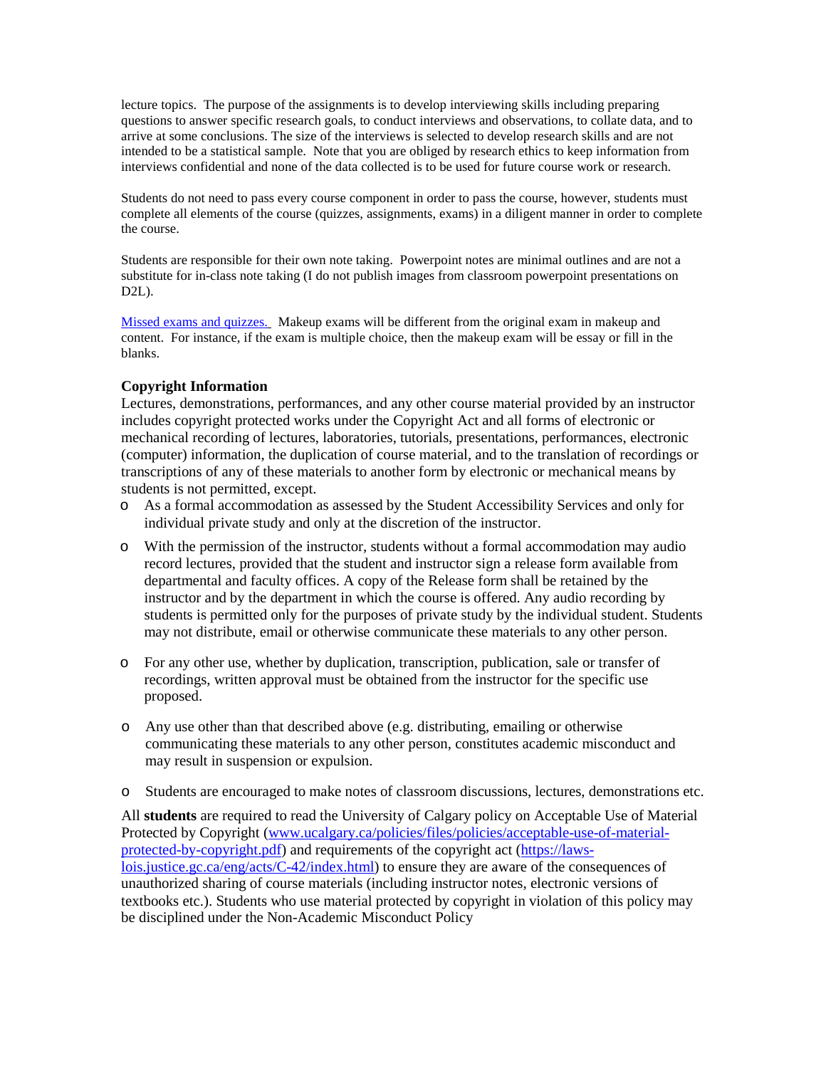lecture topics. The purpose of the assignments is to develop interviewing skills including preparing questions to answer specific research goals, to conduct interviews and observations, to collate data, and to arrive at some conclusions. The size of the interviews is selected to develop research skills and are not intended to be a statistical sample. Note that you are obliged by research ethics to keep information from interviews confidential and none of the data collected is to be used for future course work or research.

Students do not need to pass every course component in order to pass the course, however, students must complete all elements of the course (quizzes, assignments, exams) in a diligent manner in order to complete the course.

Students are responsible for their own note taking. Powerpoint notes are minimal outlines and are not a substitute for in-class note taking (I do not publish images from classroom powerpoint presentations on D2L).

Missed exams and quizzes. Makeup exams will be different from the original exam in makeup and content. For instance, if the exam is multiple choice, then the makeup exam will be essay or fill in the blanks.

**Copyright Information**

Lectures, demonstrations, performances, and any other course material provided by an instructor includes copyright protected works under the Copyright Act and all forms of electronic or mechanical recording of lectures, laboratories, tutorials, presentations, performances, electronic (computer) information, the duplication of course material, and to the translation of recordings or transcriptions of any of these materials to another form by electronic or mechanical means by students is not permitted, except.

- As a formal accommodation as assessed by the Student Accessibility Services and only for individual private study and only at the discretion of the instructor.
- With the permission of the instructor, students without a formal accommodation may audio record lectures, provided that the student and instructor sign a release form available from departmental and faculty offices. A copy of the Release form shall be retained by the instructor and by the department in which the course is offered. Any audio recording by students is permitted only for the purposes of private study by the individual student. Students may not distribute, email or otherwise communicate these materials to any other person.
- For any other use, whether by duplication, transcription, publication, sale or transfer of recordings, written approval must be obtained from the instructor for the specific use proposed.
- Any use other than that described above (e.g. distributing, emailing or otherwise communicating these materials to any other person, constitutes academic misconduct and may result in suspension or expulsion.
- Students are encouraged to make notes of classroom discussions, lectures, demonstrations etc.

All **students** are required to read the University of Calgary policy on Acceptable Use of Material Protected by Copyright (www.ucalgary.ca/policies/files/policies/acceptable-use-of-material-protected-by-copyright.pdf) and requirements of the copyright act (https://laws-lois.justice.gc.ca/eng/acts/C-42/index.html) to ensure they are aware of the consequences of unauthorized sharing of course materials (including instructor notes, electronic versions of textbooks etc.). Students who use material protected by copyright in violation of this policy may be disciplined under the Non-Academic Misconduct Policy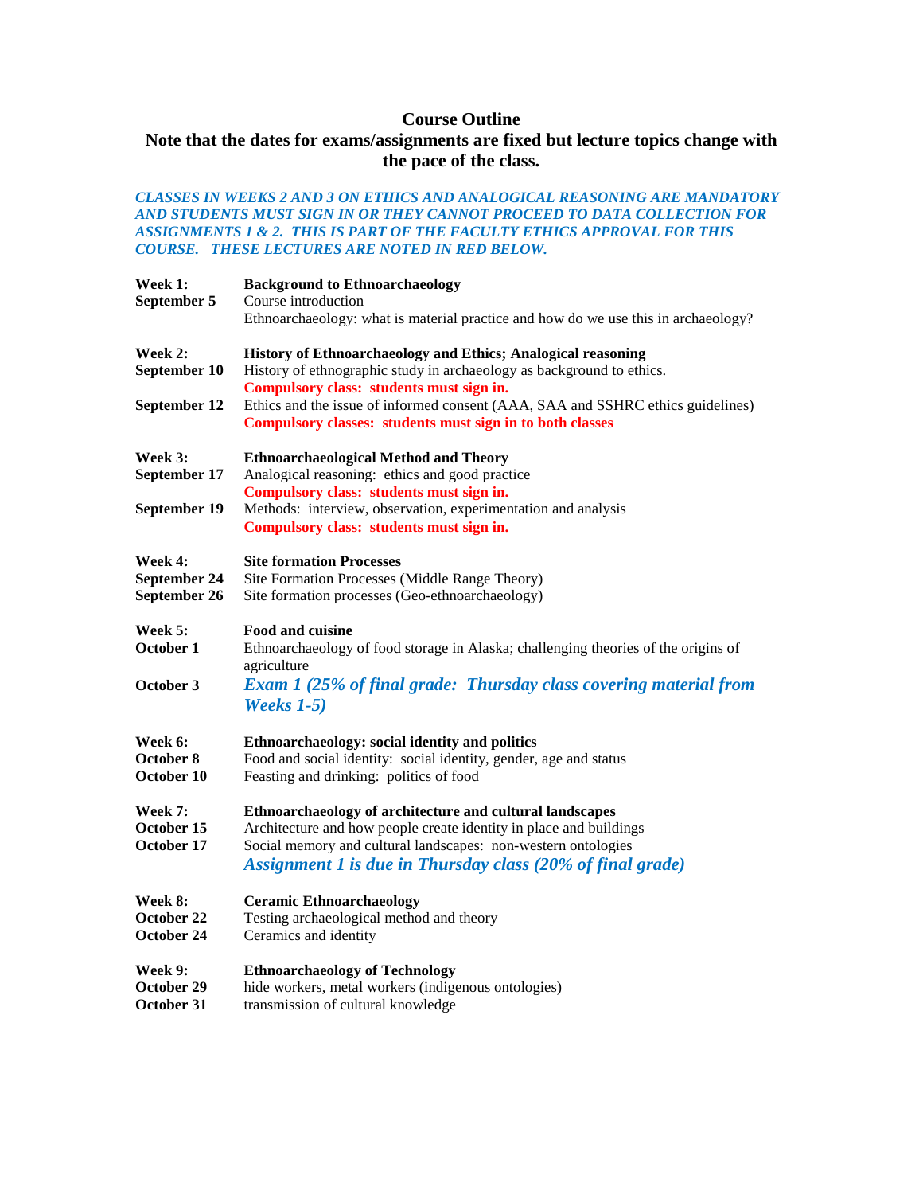# Course Outline

## Note that the dates for exams/assignments are fixed but lecture topics change with the pace of the class.

***CLASSES IN WEEKS 2 AND 3 ON ETHICS AND ANALOGICAL REASONING ARE MANDATORY AND STUDENTS MUST SIGN IN OR THEY CANNOT PROCEED TO DATA COLLECTION FOR ASSIGNMENTS 1 & 2. THIS IS PART OF THE FACULTY ETHICS APPROVAL FOR THIS COURSE. THESE LECTURES ARE NOTED IN RED BELOW.***

**Week 1:** **Background to Ethnoarchaeology**
**September 5** Course introduction
Ethnoarchaeology: what is material practice and how do we use this in archaeology?

**Week 2:** **History of Ethnoarchaeology and Ethics; Analogical reasoning**
**September 10** History of ethnographic study in archaeology as background to ethics.
**Compulsory class: students must sign in.**
**September 12** Ethics and the issue of informed consent (AAA, SAA and SSHRC ethics guidelines)
**Compulsory classes: students must sign in to both classes**

**Week 3:** **Ethnoarchaeological Method and Theory**
**September 17** Analogical reasoning: ethics and good practice
**Compulsory class: students must sign in.**
**September 19** Methods: interview, observation, experimentation and analysis
**Compulsory class: students must sign in.**

**Week 4:** **Site formation Processes**
**September 24** Site Formation Processes (Middle Range Theory)
**September 26** Site formation processes (Geo-ethnoarchaeology)

**Week 5:** **Food and cuisine**
**October 1** Ethnoarchaeology of food storage in Alaska; challenging theories of the origins of agriculture
**October 3** ***Exam 1 (25% of final grade: Thursday class covering material from Weeks 1-5)***

**Week 6:** **Ethnoarchaeology: social identity and politics**
**October 8** Food and social identity: social identity, gender, age and status
**October 10** Feasting and drinking: politics of food

**Week 7:** **Ethnoarchaeology of architecture and cultural landscapes**
**October 15** Architecture and how people create identity in place and buildings
**October 17** Social memory and cultural landscapes: non-western ontologies
***Assignment 1 is due in Thursday class (20% of final grade)***

**Week 8:** **Ceramic Ethnoarchaeology**
**October 22** Testing archaeological method and theory
**October 24** Ceramics and identity

**Week 9:** **Ethnoarchaeology of Technology**
**October 29** hide workers, metal workers (indigenous ontologies)
**October 31** transmission of cultural knowledge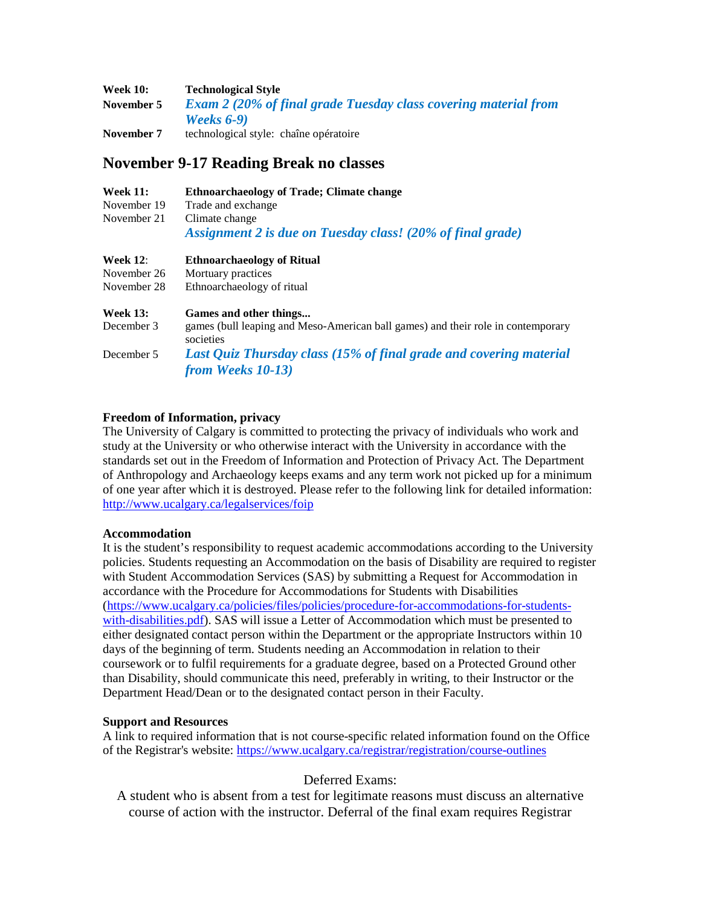**Week 10:** **Technological Style**
**November 5** ***Exam 2 (20% of final grade Tuesday class covering material from Weeks 6-9)***
**November 7** technological style: chaîne opératoire

## November 9-17 Reading Break no classes

**Week 11:** **Ethnoarchaeology of Trade; Climate change**
November 19 Trade and exchange
November 21 Climate change
***Assignment 2 is due on Tuesday class! (20% of final grade)***

**Week 12**: **Ethnoarchaeology of Ritual**
November 26 Mortuary practices
November 28 Ethnoarchaeology of ritual

**Week 13:** **Games and other things...**
December 3 games (bull leaping and Meso-American ball games) and their role in contemporary societies
December 5 ***Last Quiz Thursday class (15% of final grade and covering material from Weeks 10-13)***

**Freedom of Information, privacy**
The University of Calgary is committed to protecting the privacy of individuals who work and study at the University or who otherwise interact with the University in accordance with the standards set out in the Freedom of Information and Protection of Privacy Act. The Department of Anthropology and Archaeology keeps exams and any term work not picked up for a minimum of one year after which it is destroyed. Please refer to the following link for detailed information: http://www.ucalgary.ca/legalservices/foip

**Accommodation**
It is the student's responsibility to request academic accommodations according to the University policies. Students requesting an Accommodation on the basis of Disability are required to register with Student Accommodation Services (SAS) by submitting a Request for Accommodation in accordance with the Procedure for Accommodations for Students with Disabilities (https://www.ucalgary.ca/policies/files/policies/procedure-for-accommodations-for-students-with-disabilities.pdf). SAS will issue a Letter of Accommodation which must be presented to either designated contact person within the Department or the appropriate Instructors within 10 days of the beginning of term. Students needing an Accommodation in relation to their coursework or to fulfil requirements for a graduate degree, based on a Protected Ground other than Disability, should communicate this need, preferably in writing, to their Instructor or the Department Head/Dean or to the designated contact person in their Faculty.

**Support and Resources**
A link to required information that is not course-specific related information found on the Office of the Registrar's website: https://www.ucalgary.ca/registrar/registration/course-outlines

Deferred Exams:

A student who is absent from a test for legitimate reasons must discuss an alternative course of action with the instructor. Deferral of the final exam requires Registrar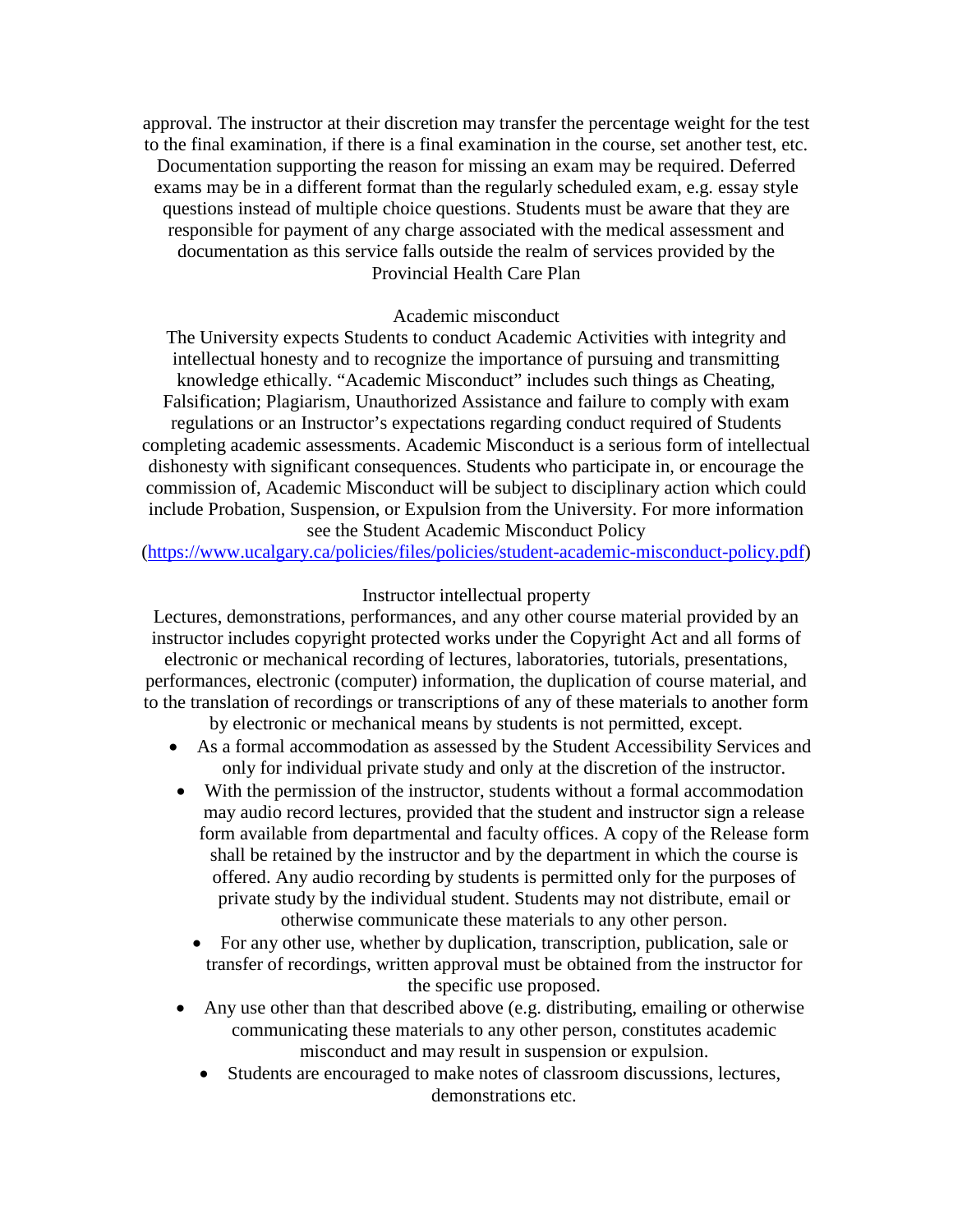approval. The instructor at their discretion may transfer the percentage weight for the test to the final examination, if there is a final examination in the course, set another test, etc. Documentation supporting the reason for missing an exam may be required. Deferred exams may be in a different format than the regularly scheduled exam, e.g. essay style questions instead of multiple choice questions. Students must be aware that they are responsible for payment of any charge associated with the medical assessment and documentation as this service falls outside the realm of services provided by the Provincial Health Care Plan

## Academic misconduct

The University expects Students to conduct Academic Activities with integrity and intellectual honesty and to recognize the importance of pursuing and transmitting knowledge ethically. "Academic Misconduct" includes such things as Cheating, Falsification; Plagiarism, Unauthorized Assistance and failure to comply with exam regulations or an Instructor's expectations regarding conduct required of Students completing academic assessments. Academic Misconduct is a serious form of intellectual dishonesty with significant consequences. Students who participate in, or encourage the commission of, Academic Misconduct will be subject to disciplinary action which could include Probation, Suspension, or Expulsion from the University. For more information see the Student Academic Misconduct Policy (https://www.ucalgary.ca/policies/files/policies/student-academic-misconduct-policy.pdf)

## Instructor intellectual property

Lectures, demonstrations, performances, and any other course material provided by an instructor includes copyright protected works under the Copyright Act and all forms of electronic or mechanical recording of lectures, laboratories, tutorials, presentations, performances, electronic (computer) information, the duplication of course material, and to the translation of recordings or transcriptions of any of these materials to another form by electronic or mechanical means by students is not permitted, except.

- As a formal accommodation as assessed by the Student Accessibility Services and only for individual private study and only at the discretion of the instructor.
- With the permission of the instructor, students without a formal accommodation may audio record lectures, provided that the student and instructor sign a release form available from departmental and faculty offices. A copy of the Release form shall be retained by the instructor and by the department in which the course is offered. Any audio recording by students is permitted only for the purposes of private study by the individual student. Students may not distribute, email or otherwise communicate these materials to any other person.
- For any other use, whether by duplication, transcription, publication, sale or transfer of recordings, written approval must be obtained from the instructor for the specific use proposed.
- Any use other than that described above (e.g. distributing, emailing or otherwise communicating these materials to any other person, constitutes academic misconduct and may result in suspension or expulsion.
- Students are encouraged to make notes of classroom discussions, lectures, demonstrations etc.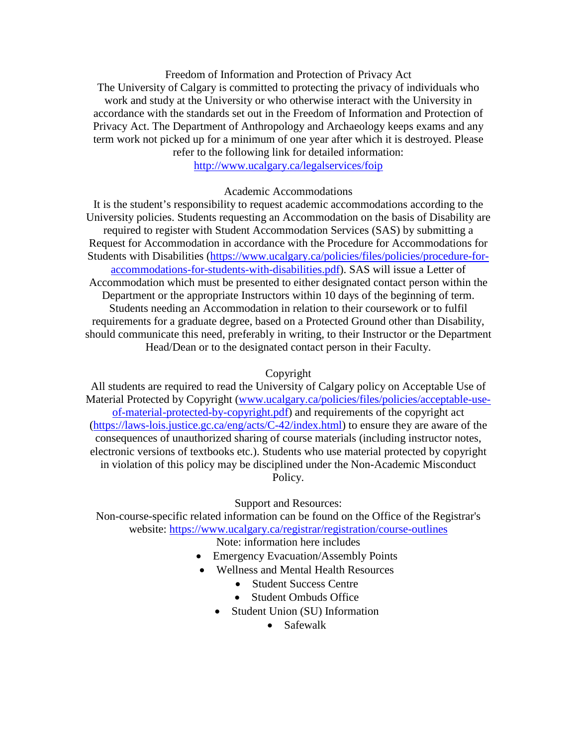## Freedom of Information and Protection of Privacy Act

The University of Calgary is committed to protecting the privacy of individuals who work and study at the University or who otherwise interact with the University in accordance with the standards set out in the Freedom of Information and Protection of Privacy Act. The Department of Anthropology and Archaeology keeps exams and any term work not picked up for a minimum of one year after which it is destroyed. Please refer to the following link for detailed information: http://www.ucalgary.ca/legalservices/foip

## Academic Accommodations

It is the student's responsibility to request academic accommodations according to the University policies. Students requesting an Accommodation on the basis of Disability are required to register with Student Accommodation Services (SAS) by submitting a Request for Accommodation in accordance with the Procedure for Accommodations for Students with Disabilities (https://www.ucalgary.ca/policies/files/policies/procedure-for-accommodations-for-students-with-disabilities.pdf). SAS will issue a Letter of Accommodation which must be presented to either designated contact person within the Department or the appropriate Instructors within 10 days of the beginning of term. Students needing an Accommodation in relation to their coursework or to fulfil requirements for a graduate degree, based on a Protected Ground other than Disability, should communicate this need, preferably in writing, to their Instructor or the Department Head/Dean or to the designated contact person in their Faculty.

## Copyright

All students are required to read the University of Calgary policy on Acceptable Use of Material Protected by Copyright (www.ucalgary.ca/policies/files/policies/acceptable-use-of-material-protected-by-copyright.pdf) and requirements of the copyright act (https://laws-lois.justice.gc.ca/eng/acts/C-42/index.html) to ensure they are aware of the consequences of unauthorized sharing of course materials (including instructor notes, electronic versions of textbooks etc.). Students who use material protected by copyright in violation of this policy may be disciplined under the Non-Academic Misconduct Policy.

## Support and Resources:

Non-course-specific related information can be found on the Office of the Registrar's website: https://www.ucalgary.ca/registrar/registration/course-outlines

Note: information here includes

- Emergency Evacuation/Assembly Points
- Wellness and Mental Health Resources
- Student Success Centre
- Student Ombuds Office
- Student Union (SU) Information
- Safewalk